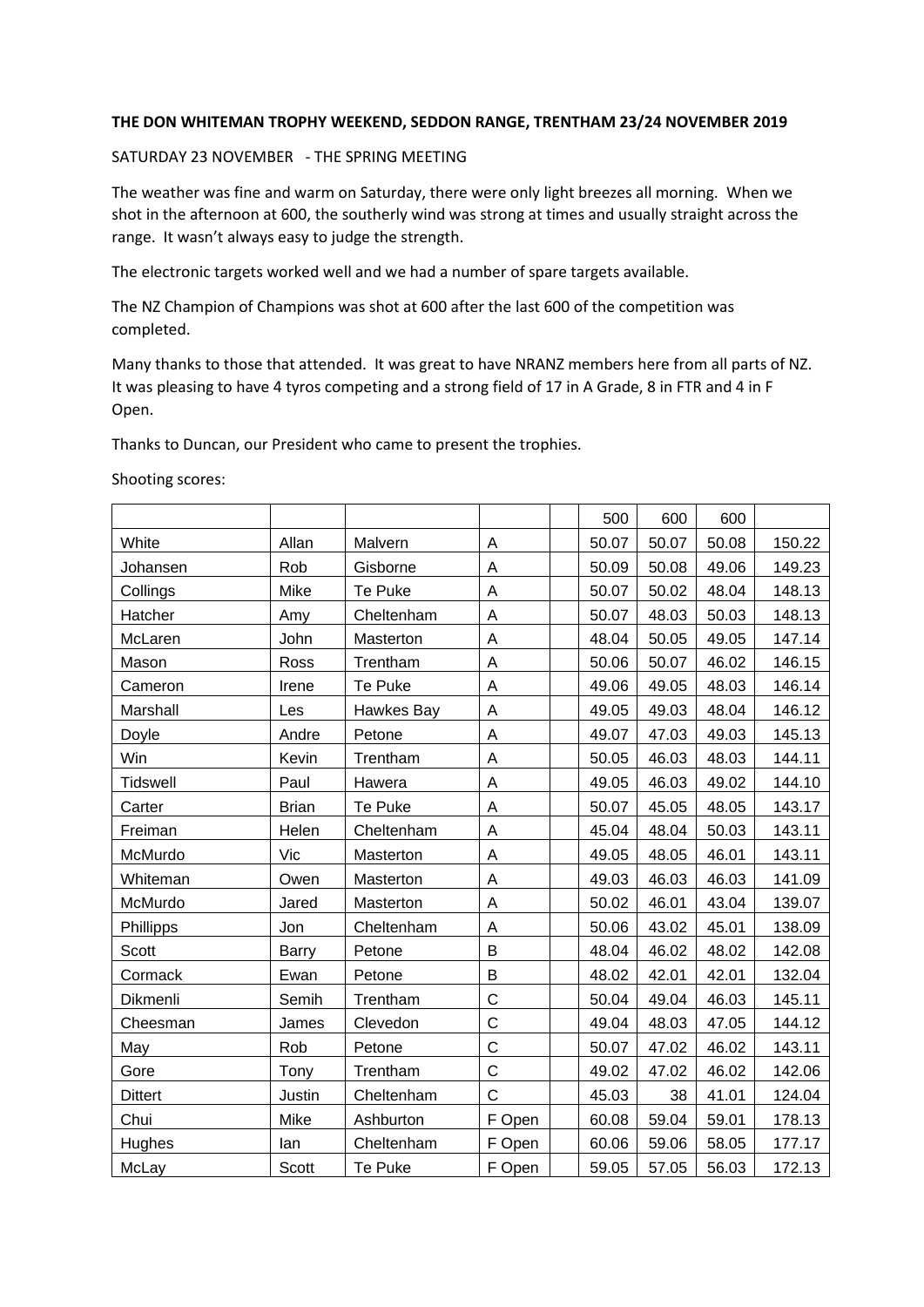**THE DON WHITEMAN TROPHY WEEKEND, SEDDON RANGE, TRENTHAM 23/24 NOVEMBER 2019**

SATURDAY 23 NOVEMBER - THE SPRING MEETING

The weather was fine and warm on Saturday, there were only light breezes all morning. When we shot in the afternoon at 600, the southerly wind was strong at times and usually straight across the range. It wasn't always easy to judge the strength.

The electronic targets worked well and we had a number of spare targets available.

The NZ Champion of Champions was shot at 600 after the last 600 of the competition was completed.

Many thanks to those that attended. It was great to have NRANZ members here from all parts of NZ. It was pleasing to have 4 tyros competing and a strong field of 17 in A Grade, 8 in FTR and 4 in F Open.

Thanks to Duncan, our President who came to present the trophies.

Shooting scores:

| | | | | | 500 | 600 | 600 | |
|---|---|---|---|---|---|---|---|---|
| White | Allan | Malvern | A | | 50.07 | 50.07 | 50.08 | 150.22 |
| Johansen | Rob | Gisborne | A | | 50.09 | 50.08 | 49.06 | 149.23 |
| Collings | Mike | Te Puke | A | | 50.07 | 50.02 | 48.04 | 148.13 |
| Hatcher | Amy | Cheltenham | A | | 50.07 | 48.03 | 50.03 | 148.13 |
| McLaren | John | Masterton | A | | 48.04 | 50.05 | 49.05 | 147.14 |
| Mason | Ross | Trentham | A | | 50.06 | 50.07 | 46.02 | 146.15 |
| Cameron | Irene | Te Puke | A | | 49.06 | 49.05 | 48.03 | 146.14 |
| Marshall | Les | Hawkes Bay | A | | 49.05 | 49.03 | 48.04 | 146.12 |
| Doyle | Andre | Petone | A | | 49.07 | 47.03 | 49.03 | 145.13 |
| Win | Kevin | Trentham | A | | 50.05 | 46.03 | 48.03 | 144.11 |
| Tidswell | Paul | Hawera | A | | 49.05 | 46.03 | 49.02 | 144.10 |
| Carter | Brian | Te Puke | A | | 50.07 | 45.05 | 48.05 | 143.17 |
| Freiman | Helen | Cheltenham | A | | 45.04 | 48.04 | 50.03 | 143.11 |
| McMurdo | Vic | Masterton | A | | 49.05 | 48.05 | 46.01 | 143.11 |
| Whiteman | Owen | Masterton | A | | 49.03 | 46.03 | 46.03 | 141.09 |
| McMurdo | Jared | Masterton | A | | 50.02 | 46.01 | 43.04 | 139.07 |
| Phillipps | Jon | Cheltenham | A | | 50.06 | 43.02 | 45.01 | 138.09 |
| Scott | Barry | Petone | B | | 48.04 | 46.02 | 48.02 | 142.08 |
| Cormack | Ewan | Petone | B | | 48.02 | 42.01 | 42.01 | 132.04 |
| Dikmenli | Semih | Trentham | C | | 50.04 | 49.04 | 46.03 | 145.11 |
| Cheesman | James | Clevedon | C | | 49.04 | 48.03 | 47.05 | 144.12 |
| May | Rob | Petone | C | | 50.07 | 47.02 | 46.02 | 143.11 |
| Gore | Tony | Trentham | C | | 49.02 | 47.02 | 46.02 | 142.06 |
| Dittert | Justin | Cheltenham | C | | 45.03 | 38 | 41.01 | 124.04 |
| Chui | Mike | Ashburton | F Open | | 60.08 | 59.04 | 59.01 | 178.13 |
| Hughes | Ian | Cheltenham | F Open | | 60.06 | 59.06 | 58.05 | 177.17 |
| McLay | Scott | Te Puke | F Open | | 59.05 | 57.05 | 56.03 | 172.13 |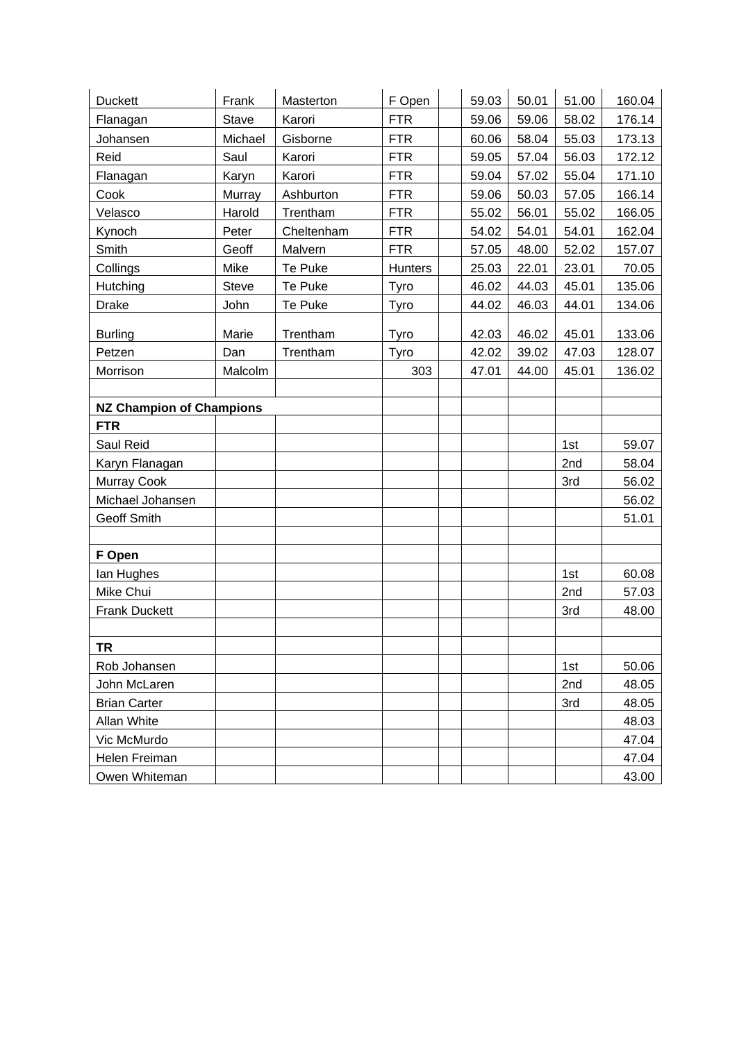| | | | | | | | | |
|---|---|---|---|---|---|---|---|---|
| Duckett | Frank | Masterton | F Open | | 59.03 | 50.01 | 51.00 | 160.04 |
| Flanagan | Stave | Karori | FTR | | 59.06 | 59.06 | 58.02 | 176.14 |
| Johansen | Michael | Gisborne | FTR | | 60.06 | 58.04 | 55.03 | 173.13 |
| Reid | Saul | Karori | FTR | | 59.05 | 57.04 | 56.03 | 172.12 |
| Flanagan | Karyn | Karori | FTR | | 59.04 | 57.02 | 55.04 | 171.10 |
| Cook | Murray | Ashburton | FTR | | 59.06 | 50.03 | 57.05 | 166.14 |
| Velasco | Harold | Trentham | FTR | | 55.02 | 56.01 | 55.02 | 166.05 |
| Kynoch | Peter | Cheltenham | FTR | | 54.02 | 54.01 | 54.01 | 162.04 |
| Smith | Geoff | Malvern | FTR | | 57.05 | 48.00 | 52.02 | 157.07 |
| Collings | Mike | Te Puke | Hunters | | 25.03 | 22.01 | 23.01 | 70.05 |
| Hutching | Steve | Te Puke | Tyro | | 46.02 | 44.03 | 45.01 | 135.06 |
| Drake | John | Te Puke | Tyro | | 44.02 | 46.03 | 44.01 | 134.06 |
| Burling | Marie | Trentham | Tyro | | 42.03 | 46.02 | 45.01 | 133.06 |
| Petzen | Dan | Trentham | Tyro | | 42.02 | 39.02 | 47.03 | 128.07 |
| Morrison | Malcolm | | 303 | | 47.01 | 44.00 | 45.01 | 136.02 |
| | | | | | | | | |
| **NZ Champion of Champions** | | | | | | | | |
| **FTR** | | | | | | | | |
| Saul Reid | | | | | | | 1st | 59.07 |
| Karyn Flanagan | | | | | | | 2nd | 58.04 |
| Murray Cook | | | | | | | 3rd | 56.02 |
| Michael Johansen | | | | | | | | 56.02 |
| Geoff Smith | | | | | | | | 51.01 |
| | | | | | | | | |
| **F Open** | | | | | | | | |
| Ian Hughes | | | | | | | 1st | 60.08 |
| Mike Chui | | | | | | | 2nd | 57.03 |
| Frank Duckett | | | | | | | 3rd | 48.00 |
| | | | | | | | | |
| **TR** | | | | | | | | |
| Rob Johansen | | | | | | | 1st | 50.06 |
| John McLaren | | | | | | | 2nd | 48.05 |
| Brian Carter | | | | | | | 3rd | 48.05 |
| Allan White | | | | | | | | 48.03 |
| Vic McMurdo | | | | | | | | 47.04 |
| Helen Freiman | | | | | | | | 47.04 |
| Owen Whiteman | | | | | | | | 43.00 |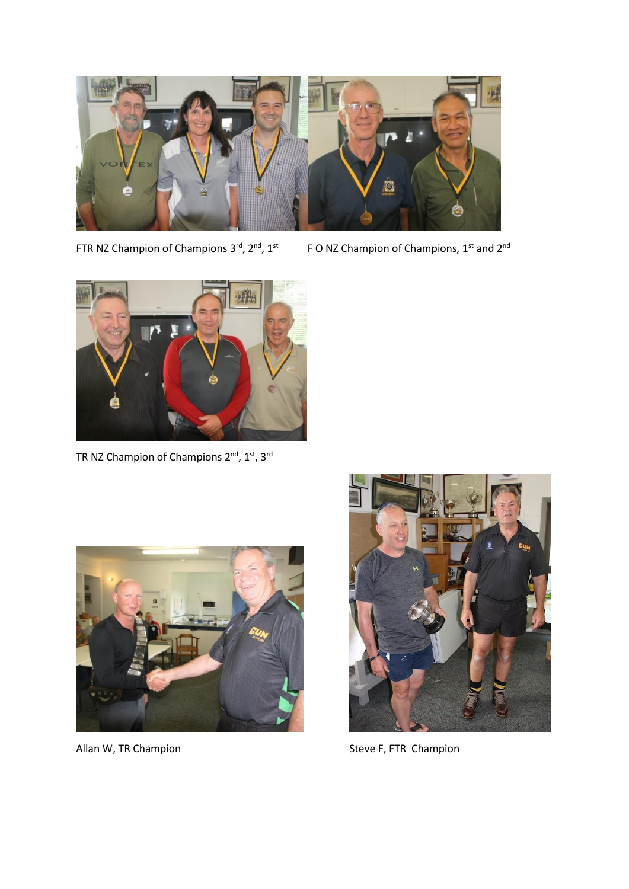FTR NZ Champion of Champions 3rd, 2nd, 1st

F O NZ Champion of Champions, 1st and 2nd

TR NZ Champion of Champions 2nd, 1st, 3rd

Allan W, TR Champion

Steve F, FTR Champion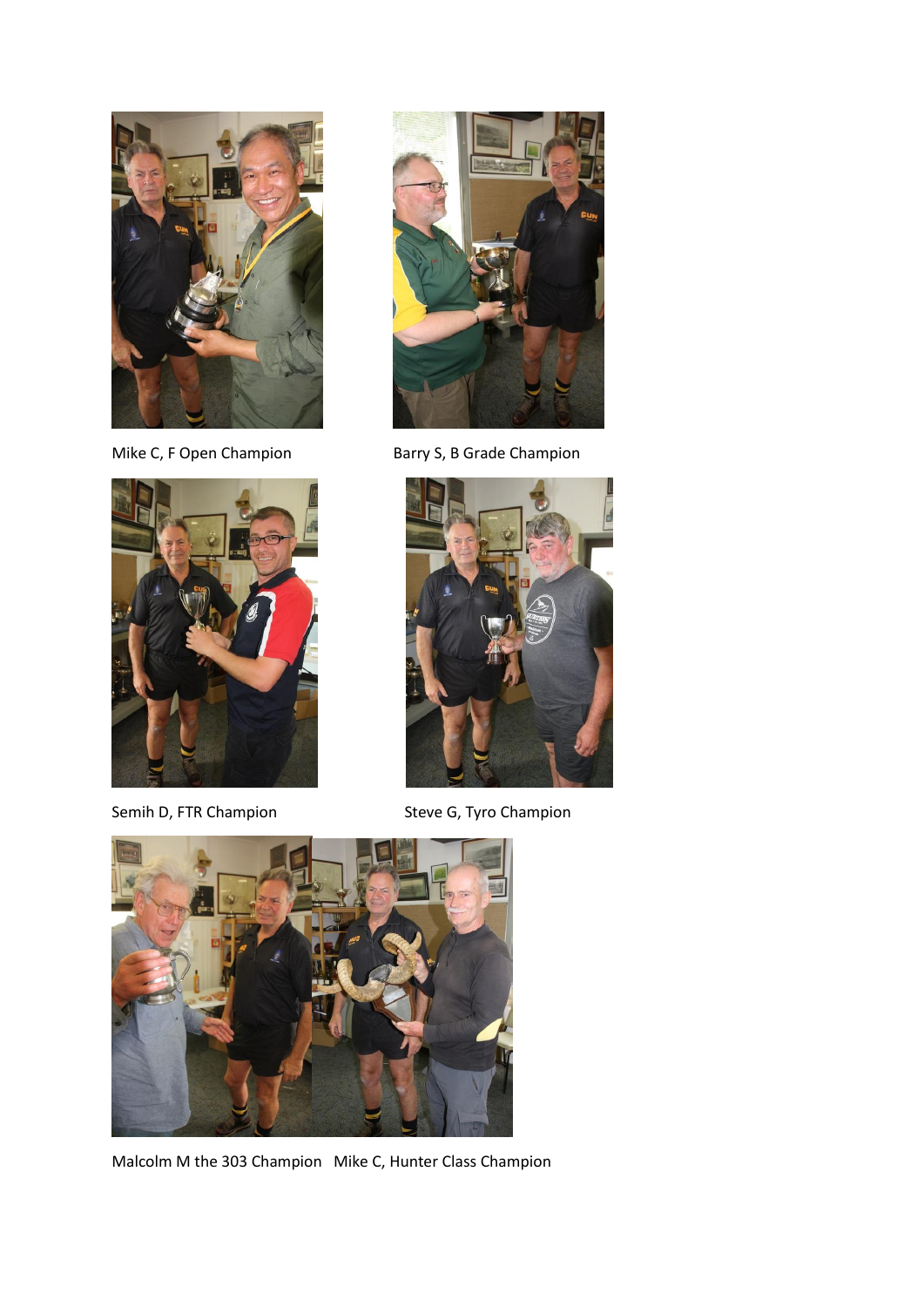Mike C, F Open Champion

Barry S, B Grade Champion

Semih D, FTR Champion

Steve G, Tyro Champion

Malcolm M the 303 Champion

Mike C, Hunter Class Champion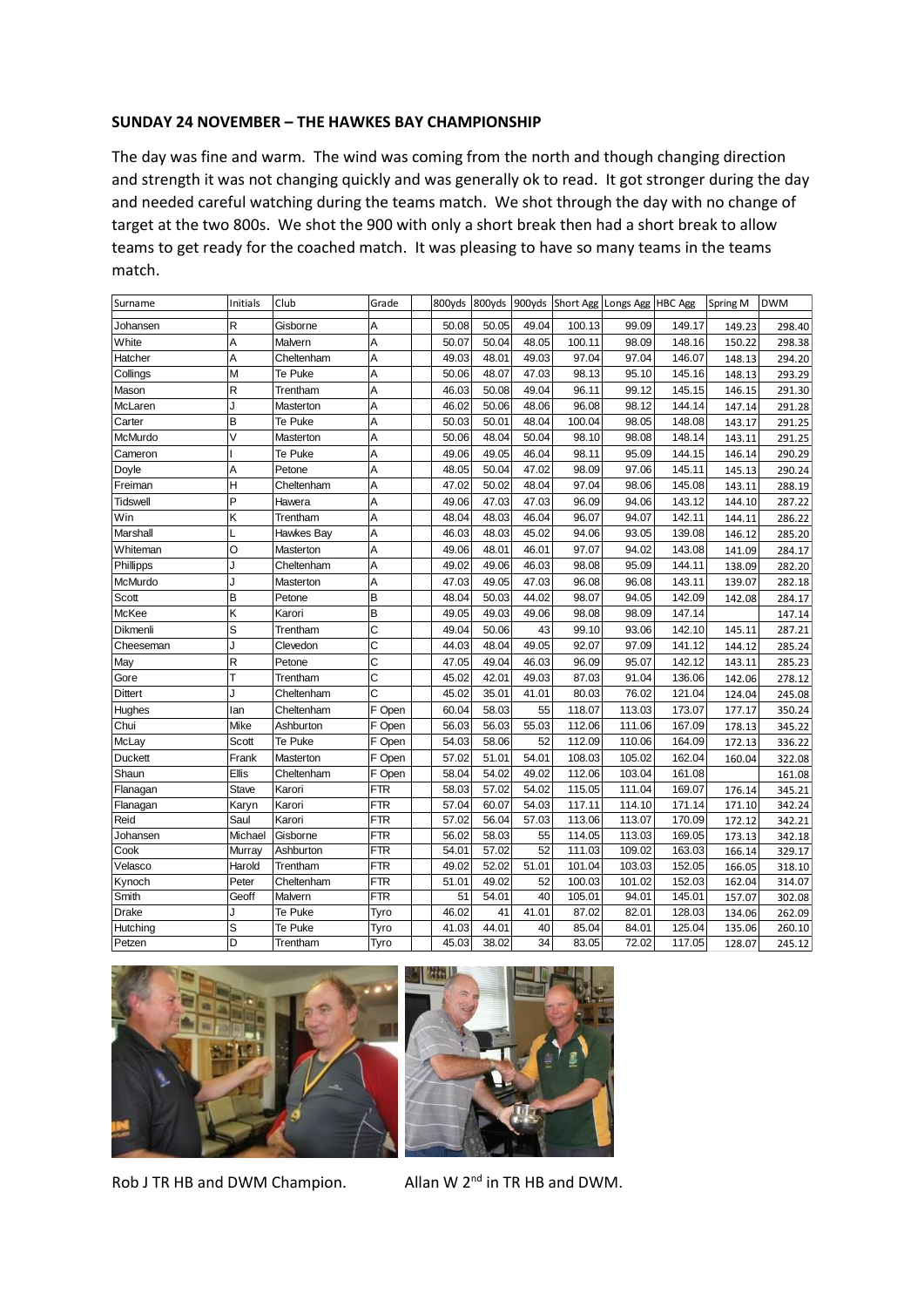**SUNDAY 24 NOVEMBER – THE HAWKES BAY CHAMPIONSHIP**

The day was fine and warm. The wind was coming from the north and though changing direction and strength it was not changing quickly and was generally ok to read. It got stronger during the day and needed careful watching during the teams match. We shot through the day with no change of target at the two 800s. We shot the 900 with only a short break then had a short break to allow teams to get ready for the coached match. It was pleasing to have so many teams in the teams match.

| Surname | Initials | Club | Grade | 800yds | 800yds | 900yds | Short Agg | Longs Agg | HBC Agg | Spring M | DWM |
|---|---|---|---|---|---|---|---|---|---|---|---|
| Johansen | R | Gisborne | A | 50.08 | 50.05 | 49.04 | 100.13 | 99.09 | 149.17 | 149.23 | 298.40 |
| White | A | Malvern | A | 50.07 | 50.04 | 48.05 | 100.11 | 98.09 | 148.16 | 150.22 | 298.38 |
| Hatcher | A | Cheltenham | A | 49.03 | 48.01 | 49.03 | 97.04 | 97.04 | 146.07 | 148.13 | 294.20 |
| Collings | M | Te Puke | A | 50.06 | 48.07 | 47.03 | 98.13 | 95.10 | 145.16 | 148.13 | 293.29 |
| Mason | R | Trentham | A | 46.03 | 50.08 | 49.04 | 96.11 | 99.12 | 145.15 | 146.15 | 291.30 |
| McLaren | J | Masterton | A | 46.02 | 50.06 | 48.06 | 96.08 | 98.12 | 144.14 | 147.14 | 291.28 |
| Carter | B | Te Puke | A | 50.03 | 50.01 | 48.04 | 100.04 | 98.05 | 148.08 | 143.17 | 291.25 |
| McMurdo | V | Masterton | A | 50.06 | 48.04 | 50.04 | 98.10 | 98.08 | 148.14 | 143.11 | 291.25 |
| Cameron | I | Te Puke | A | 49.06 | 49.05 | 46.04 | 98.11 | 95.09 | 144.15 | 146.14 | 290.29 |
| Doyle | A | Petone | A | 48.05 | 50.04 | 47.02 | 98.09 | 97.06 | 145.11 | 145.13 | 290.24 |
| Freiman | H | Cheltenham | A | 47.02 | 50.02 | 48.04 | 97.04 | 98.06 | 145.08 | 143.11 | 288.19 |
| Tidswell | P | Hawera | A | 49.06 | 47.03 | 47.03 | 96.09 | 94.06 | 143.12 | 144.10 | 287.22 |
| Win | K | Trentham | A | 48.04 | 48.03 | 46.04 | 96.07 | 94.07 | 142.11 | 144.11 | 286.22 |
| Marshall | L | Hawkes Bay | A | 46.03 | 48.03 | 45.02 | 94.06 | 93.05 | 139.08 | 146.12 | 285.20 |
| Whiteman | O | Masterton | A | 49.06 | 48.01 | 46.01 | 97.07 | 94.02 | 143.08 | 141.09 | 284.17 |
| Phillipps | J | Cheltenham | A | 49.02 | 49.06 | 46.03 | 98.08 | 95.09 | 144.11 | 138.09 | 282.20 |
| McMurdo | J | Masterton | A | 47.03 | 49.05 | 47.03 | 96.08 | 96.08 | 143.11 | 139.07 | 282.18 |
| Scott | B | Petone | B | 48.04 | 50.03 | 44.02 | 98.07 | 94.05 | 142.09 | 142.08 | 284.17 |
| McKee | K | Karori | B | 49.05 | 49.03 | 49.06 | 98.08 | 98.09 | 147.14 | | 147.14 |
| Dikmenli | S | Trentham | C | 49.04 | 50.06 | 43 | 99.10 | 93.06 | 142.10 | 145.11 | 287.21 |
| Cheeseman | J | Clevedon | C | 44.03 | 48.04 | 49.05 | 92.07 | 97.09 | 141.12 | 144.12 | 285.24 |
| May | R | Petone | C | 47.05 | 49.04 | 46.03 | 96.09 | 95.07 | 142.12 | 143.11 | 285.23 |
| Gore | T | Trentham | C | 45.02 | 42.01 | 49.03 | 87.03 | 91.04 | 136.06 | 142.06 | 278.12 |
| Dittert | J | Cheltenham | C | 45.02 | 35.01 | 41.01 | 80.03 | 76.02 | 121.04 | 124.04 | 245.08 |
| Hughes | Ian | Cheltenham | F Open | 60.04 | 58.03 | 55 | 118.07 | 113.03 | 173.07 | 177.17 | 350.24 |
| Chui | Mike | Ashburton | F Open | 56.03 | 56.03 | 55.03 | 112.06 | 111.06 | 167.09 | 178.13 | 345.22 |
| McLay | Scott | Te Puke | F Open | 54.03 | 58.06 | 52 | 112.09 | 110.06 | 164.09 | 172.13 | 336.22 |
| Duckett | Frank | Masterton | F Open | 57.02 | 51.01 | 54.01 | 108.03 | 105.02 | 162.04 | 160.04 | 322.08 |
| Shaun | Ellis | Cheltenham | F Open | 58.04 | 54.02 | 49.02 | 112.06 | 103.04 | 161.08 | | 161.08 |
| Flanagan | Stave | Karori | FTR | 58.03 | 57.02 | 54.02 | 115.05 | 111.04 | 169.07 | 176.14 | 345.21 |
| Flanagan | Karyn | Karori | FTR | 57.04 | 60.07 | 54.03 | 117.11 | 114.10 | 171.14 | 171.10 | 342.24 |
| Reid | Saul | Karori | FTR | 57.02 | 56.04 | 57.03 | 113.06 | 113.07 | 170.09 | 172.12 | 342.21 |
| Johansen | Michael | Gisborne | FTR | 56.02 | 58.03 | 55 | 114.05 | 113.03 | 169.05 | 173.13 | 342.18 |
| Cook | Murray | Ashburton | FTR | 54.01 | 57.02 | 52 | 111.03 | 109.02 | 163.03 | 166.14 | 329.17 |
| Velasco | Harold | Trentham | FTR | 49.02 | 52.02 | 51.01 | 101.04 | 103.03 | 152.05 | 166.05 | 318.10 |
| Kynoch | Peter | Cheltenham | FTR | 51.01 | 49.02 | 52 | 100.03 | 101.02 | 152.03 | 162.04 | 314.07 |
| Smith | Geoff | Malvern | FTR | 51 | 54.01 | 40 | 105.01 | 94.01 | 145.01 | 157.07 | 302.08 |
| Drake | J | Te Puke | Tyro | 46.02 | 41 | 41.01 | 87.02 | 82.01 | 128.03 | 134.06 | 262.09 |
| Hutching | S | Te Puke | Tyro | 41.03 | 44.01 | 40 | 85.04 | 84.01 | 125.04 | 135.06 | 260.10 |
| Petzen | D | Trentham | Tyro | 45.03 | 38.02 | 34 | 83.05 | 72.02 | 117.05 | 128.07 | 245.12 |

Rob J TR HB and DWM Champion.

Allan W 2nd in TR HB and DWM.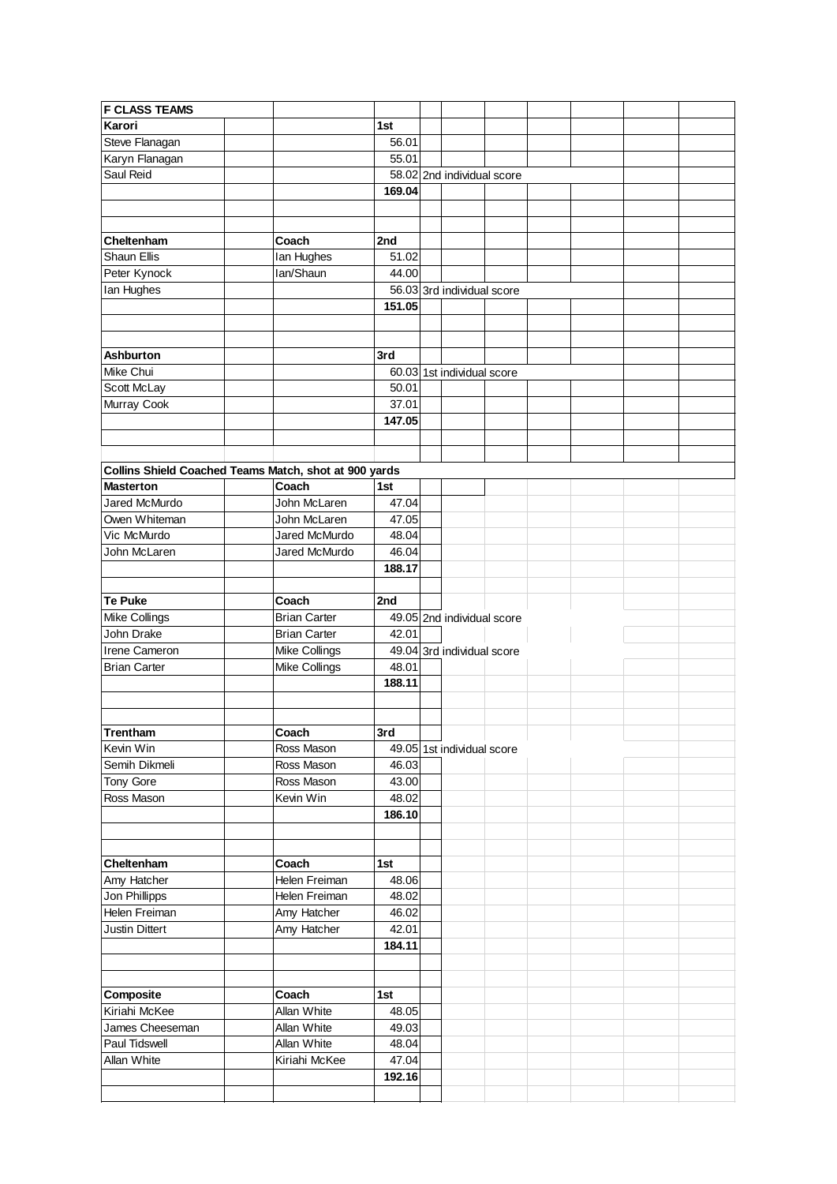| F CLASS TEAMS | | | | | |
|---|---|---|---|---|---|
| **Karori** | | | 1st | | |
| Steve Flanagan | | | 56.01 | | |
| Karyn Flanagan | | | 55.01 | | |
| Saul Reid | | | 58.02 | 2nd individual score | |
| | | | **169.04** | | |
| | | | | | |
| | | | | | |
| **Cheltenham** | | **Coach** | **2nd** | | |
| Shaun Ellis | | Ian Hughes | 51.02 | | |
| Peter Kynock | | Ian/Shaun | 44.00 | | |
| Ian Hughes | | | 56.03 | 3rd individual score | |
| | | | **151.05** | | |
| | | | | | |
| | | | | | |
| **Ashburton** | | | **3rd** | | |
| Mike Chui | | | 60.03 | 1st individual score | |
| Scott McLay | | | 50.01 | | |
| Murray Cook | | | 37.01 | | |
| | | | **147.05** | | |

| Collins Shield Coached Teams Match, shot at 900 yards | | | | |
|---|---|---|---|---|
| **Masterton** | | **Coach** | **1st** | |
| Jared McMurdo | | John McLaren | 47.04 | |
| Owen Whiteman | | John McLaren | 47.05 | |
| Vic McMurdo | | Jared McMurdo | 48.04 | |
| John McLaren | | Jared McMurdo | 46.04 | |
| | | | **188.17** | |
| | | | | |
| **Te Puke** | | **Coach** | **2nd** | |
| Mike Collings | | Brian Carter | 49.05 | 2nd individual score |
| John Drake | | Brian Carter | 42.01 | |
| Irene Cameron | | Mike Collings | 49.04 | 3rd individual score |
| Brian Carter | | Mike Collings | 48.01 | |
| | | | **188.11** | |
| | | | | |
| | | | | |
| **Trentham** | | **Coach** | **3rd** | |
| Kevin Win | | Ross Mason | 49.05 | 1st individual score |
| Semih Dikmeli | | Ross Mason | 46.03 | |
| Tony Gore | | Ross Mason | 43.00 | |
| Ross Mason | | Kevin Win | 48.02 | |
| | | | **186.10** | |
| | | | | |
| | | | | |
| **Cheltenham** | | **Coach** | **1st** | |
| Amy Hatcher | | Helen Freiman | 48.06 | |
| Jon Phillipps | | Helen Freiman | 48.02 | |
| Helen Freiman | | Amy Hatcher | 46.02 | |
| Justin Dittert | | Amy Hatcher | 42.01 | |
| | | | **184.11** | |
| | | | | |
| | | | | |
| **Composite** | | **Coach** | **1st** | |
| Kiriahi McKee | | Allan White | 48.05 | |
| James Cheeseman | | Allan White | 49.03 | |
| Paul Tidswell | | Allan White | 48.04 | |
| Allan White | | Kiriahi McKee | 47.04 | |
| | | | **192.16** | |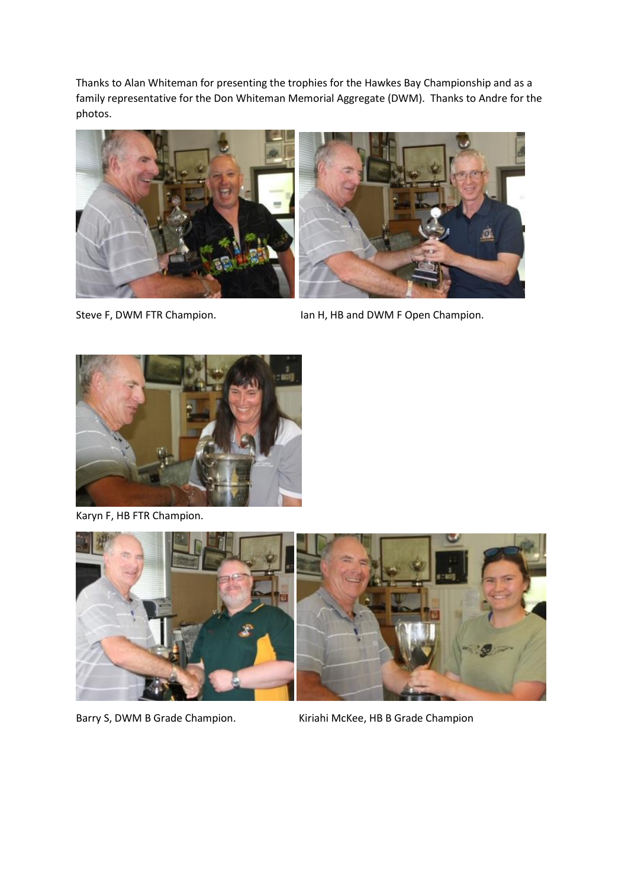Thanks to Alan Whiteman for presenting the trophies for the Hawkes Bay Championship and as a family representative for the Don Whiteman Memorial Aggregate (DWM). Thanks to Andre for the photos.

Steve F, DWM FTR Champion.

Ian H, HB and DWM F Open Champion.

Karyn F, HB FTR Champion.

Barry S, DWM B Grade Champion.

Kiriahi McKee, HB B Grade Champion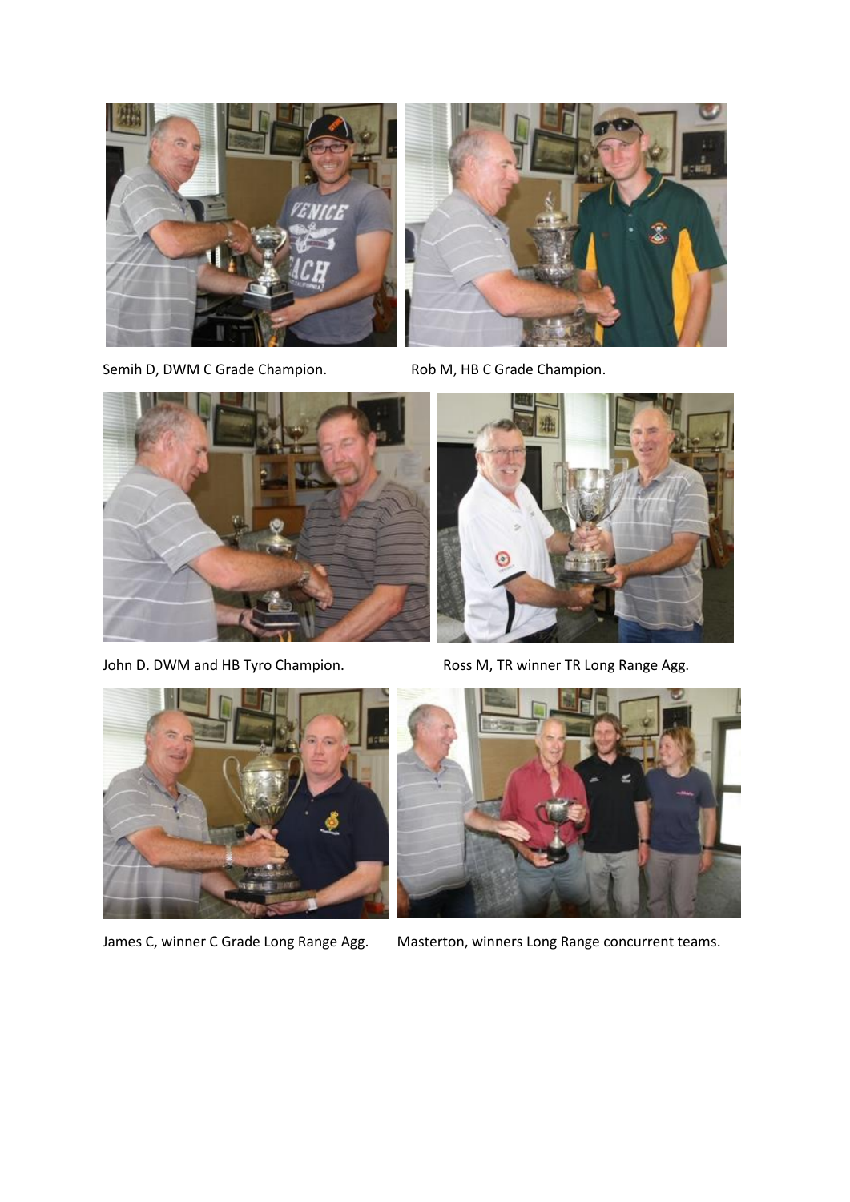Semih D, DWM C Grade Champion.

Rob M, HB C Grade Champion.

John D. DWM and HB Tyro Champion.

Ross M, TR winner TR Long Range Agg.

James C, winner C Grade Long Range Agg.

Masterton, winners Long Range concurrent teams.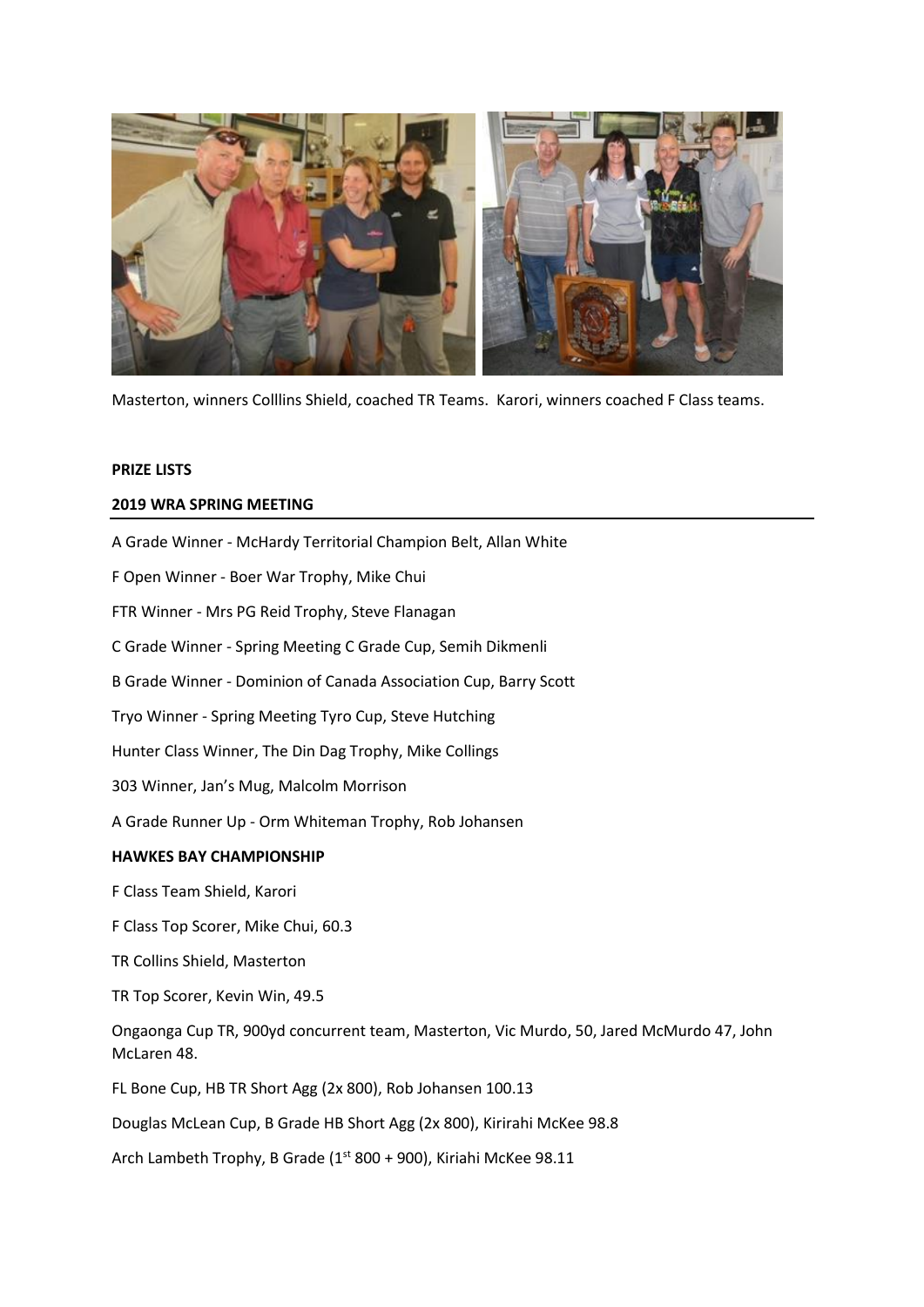Masterton, winners Colllins Shield, coached TR Teams.  Karori, winners coached F Class teams.

**PRIZE LISTS**

**2019 WRA SPRING MEETING**

A Grade Winner - McHardy Territorial Champion Belt, Allan White

F Open Winner - Boer War Trophy, Mike Chui

FTR Winner - Mrs PG Reid Trophy, Steve Flanagan

C Grade Winner - Spring Meeting C Grade Cup, Semih Dikmenli

B Grade Winner - Dominion of Canada Association Cup, Barry Scott

Tryo Winner - Spring Meeting Tyro Cup, Steve Hutching

Hunter Class Winner, The Din Dag Trophy, Mike Collings

303 Winner, Jan's Mug, Malcolm Morrison

A Grade Runner Up - Orm Whiteman Trophy, Rob Johansen

**HAWKES BAY CHAMPIONSHIP**

F Class Team Shield, Karori

F Class Top Scorer, Mike Chui, 60.3

TR Collins Shield, Masterton

TR Top Scorer, Kevin Win, 49.5

Ongaonga Cup TR, 900yd concurrent team, Masterton, Vic Murdo, 50, Jared McMurdo 47, John McLaren 48.

FL Bone Cup, HB TR Short Agg (2x 800), Rob Johansen 100.13

Douglas McLean Cup, B Grade HB Short Agg (2x 800), Kirirahi McKee 98.8

Arch Lambeth Trophy, B Grade (1st 800 + 900), Kiriahi McKee 98.11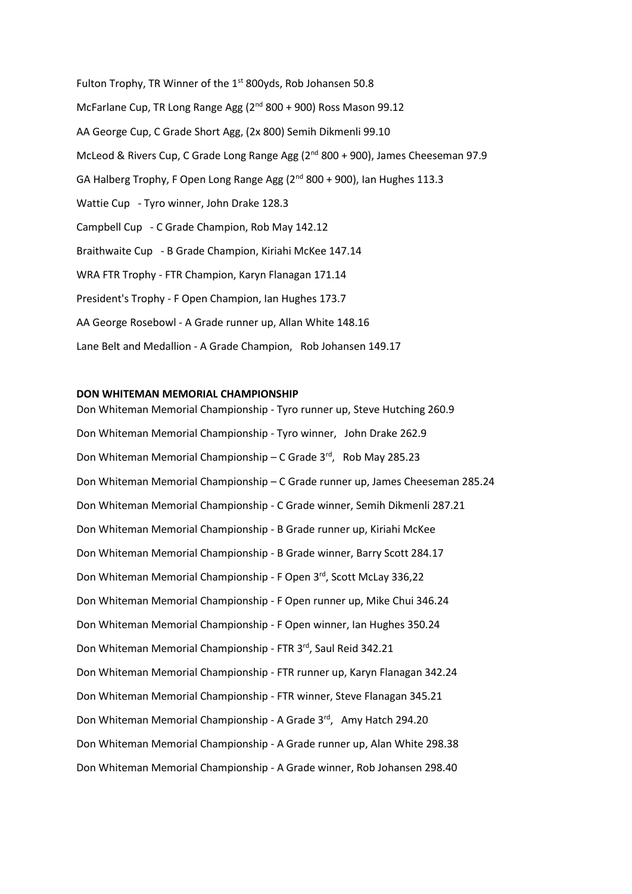Fulton Trophy, TR Winner of the 1st 800yds, Rob Johansen 50.8

McFarlane Cup, TR Long Range Agg (2nd 800 + 900) Ross Mason 99.12

AA George Cup, C Grade Short Agg, (2x 800) Semih Dikmenli 99.10

McLeod & Rivers Cup, C Grade Long Range Agg (2nd 800 + 900), James Cheeseman 97.9

GA Halberg Trophy, F Open Long Range Agg (2nd 800 + 900), Ian Hughes 113.3

Wattie Cup - Tyro winner, John Drake 128.3

Campbell Cup - C Grade Champion, Rob May 142.12

Braithwaite Cup - B Grade Champion, Kiriahi McKee 147.14

WRA FTR Trophy - FTR Champion, Karyn Flanagan 171.14

President's Trophy - F Open Champion, Ian Hughes 173.7

AA George Rosebowl - A Grade runner up, Allan White 148.16

Lane Belt and Medallion - A Grade Champion, Rob Johansen 149.17

**DON WHITEMAN MEMORIAL CHAMPIONSHIP**

Don Whiteman Memorial Championship - Tyro runner up, Steve Hutching 260.9

Don Whiteman Memorial Championship - Tyro winner, John Drake 262.9

Don Whiteman Memorial Championship – C Grade 3rd, Rob May 285.23

Don Whiteman Memorial Championship – C Grade runner up, James Cheeseman 285.24

Don Whiteman Memorial Championship - C Grade winner, Semih Dikmenli 287.21

Don Whiteman Memorial Championship - B Grade runner up, Kiriahi McKee

Don Whiteman Memorial Championship - B Grade winner, Barry Scott 284.17

Don Whiteman Memorial Championship - F Open 3rd, Scott McLay 336,22

Don Whiteman Memorial Championship - F Open runner up, Mike Chui 346.24

Don Whiteman Memorial Championship - F Open winner, Ian Hughes 350.24

Don Whiteman Memorial Championship - FTR 3rd, Saul Reid 342.21

Don Whiteman Memorial Championship - FTR runner up, Karyn Flanagan 342.24

Don Whiteman Memorial Championship - FTR winner, Steve Flanagan 345.21

Don Whiteman Memorial Championship - A Grade 3rd, Amy Hatch 294.20

Don Whiteman Memorial Championship - A Grade runner up, Alan White 298.38

Don Whiteman Memorial Championship - A Grade winner, Rob Johansen 298.40